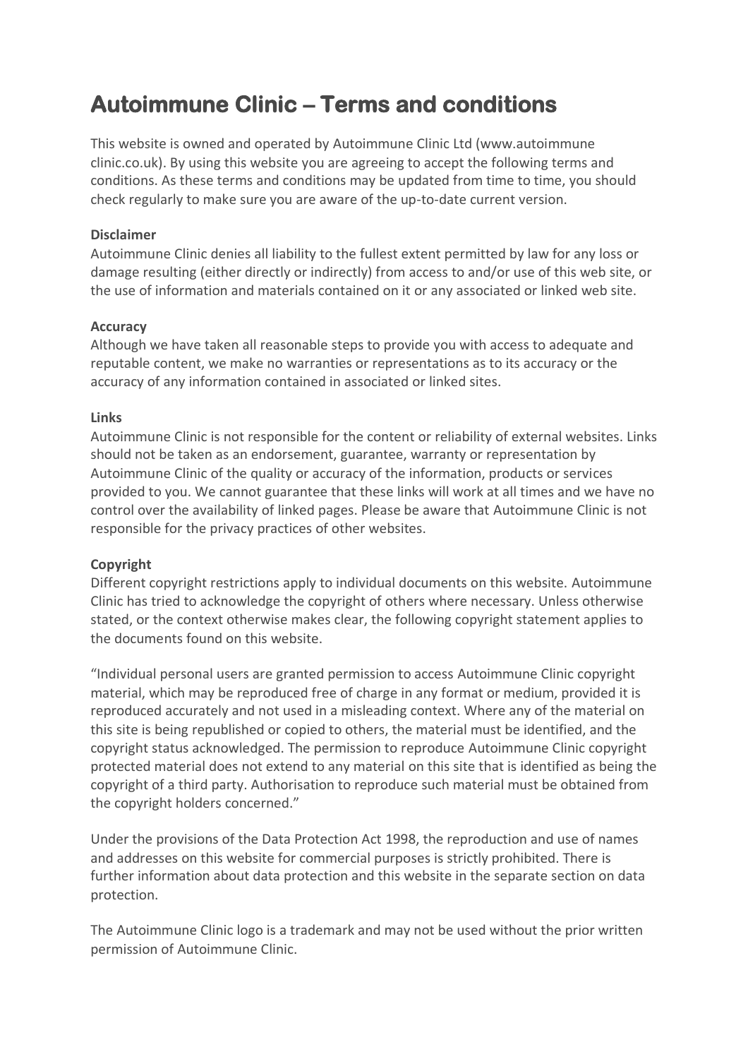# Autoimmune Clinic – Terms and conditions

This website is owned and operated by Autoimmune Clinic Ltd (www.autoimmune clinic.co.uk). By using this website you are agreeing to accept the following terms and conditions. As these terms and conditions may be updated from time to time, you should check regularly to make sure you are aware of the up-to-date current version.

**Disclaimer**
Autoimmune Clinic denies all liability to the fullest extent permitted by law for any loss or damage resulting (either directly or indirectly) from access to and/or use of this web site, or the use of information and materials contained on it or any associated or linked web site.

**Accuracy**
Although we have taken all reasonable steps to provide you with access to adequate and reputable content, we make no warranties or representations as to its accuracy or the accuracy of any information contained in associated or linked sites.

**Links**
Autoimmune Clinic is not responsible for the content or reliability of external websites. Links should not be taken as an endorsement, guarantee, warranty or representation by Autoimmune Clinic of the quality or accuracy of the information, products or services provided to you. We cannot guarantee that these links will work at all times and we have no control over the availability of linked pages. Please be aware that Autoimmune Clinic is not responsible for the privacy practices of other websites.

**Copyright**
Different copyright restrictions apply to individual documents on this website. Autoimmune Clinic has tried to acknowledge the copyright of others where necessary. Unless otherwise stated, or the context otherwise makes clear, the following copyright statement applies to the documents found on this website.

"Individual personal users are granted permission to access Autoimmune Clinic copyright material, which may be reproduced free of charge in any format or medium, provided it is reproduced accurately and not used in a misleading context. Where any of the material on this site is being republished or copied to others, the material must be identified, and the copyright status acknowledged. The permission to reproduce Autoimmune Clinic copyright protected material does not extend to any material on this site that is identified as being the copyright of a third party. Authorisation to reproduce such material must be obtained from the copyright holders concerned."

Under the provisions of the Data Protection Act 1998, the reproduction and use of names and addresses on this website for commercial purposes is strictly prohibited. There is further information about data protection and this website in the separate section on data protection.

The Autoimmune Clinic logo is a trademark and may not be used without the prior written permission of Autoimmune Clinic.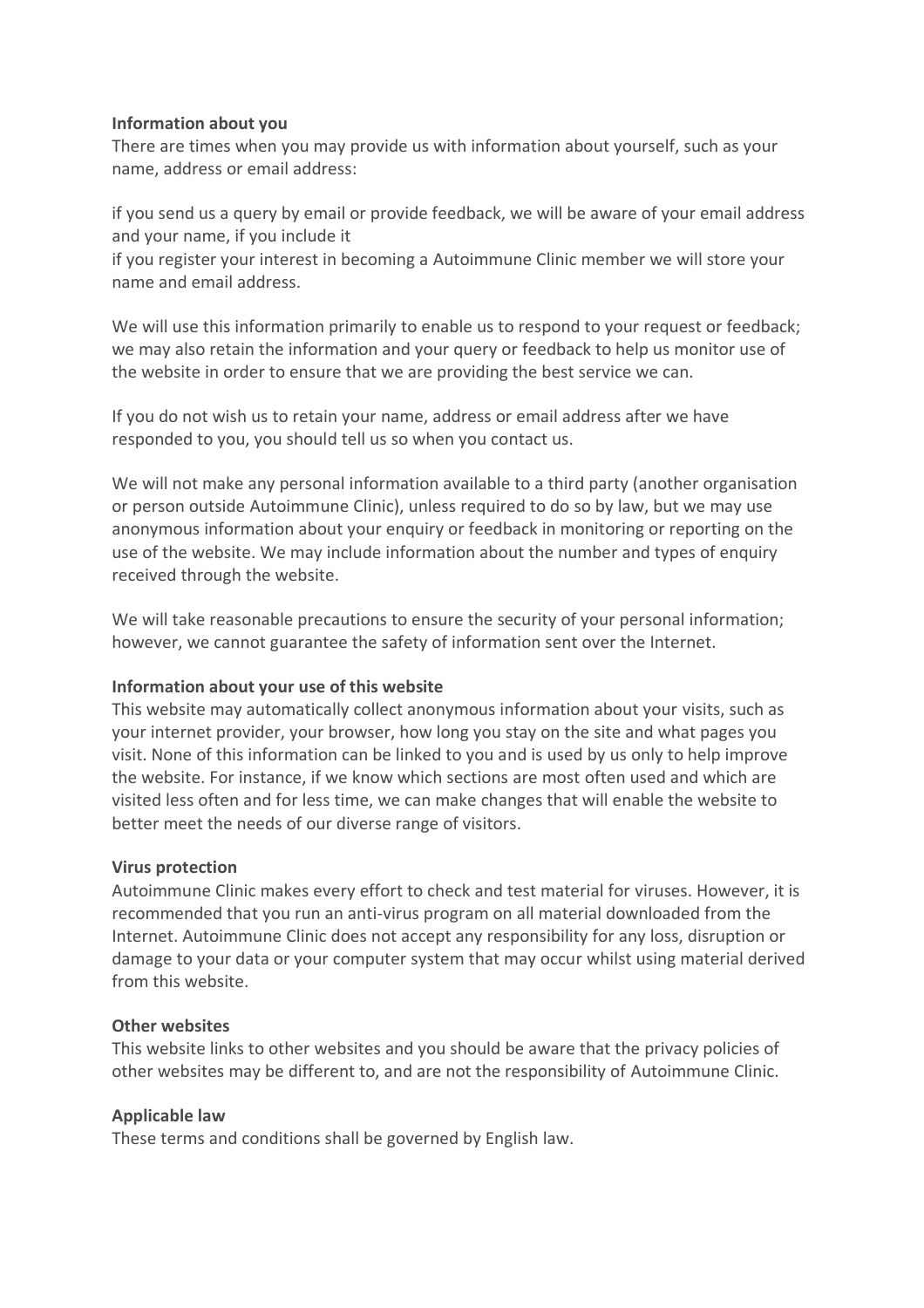**Information about you**

There are times when you may provide us with information about yourself, such as your name, address or email address:

if you send us a query by email or provide feedback, we will be aware of your email address and your name, if you include it

if you register your interest in becoming a Autoimmune Clinic member we will store your name and email address.

We will use this information primarily to enable us to respond to your request or feedback; we may also retain the information and your query or feedback to help us monitor use of the website in order to ensure that we are providing the best service we can.

If you do not wish us to retain your name, address or email address after we have responded to you, you should tell us so when you contact us.

We will not make any personal information available to a third party (another organisation or person outside Autoimmune Clinic), unless required to do so by law, but we may use anonymous information about your enquiry or feedback in monitoring or reporting on the use of the website. We may include information about the number and types of enquiry received through the website.

We will take reasonable precautions to ensure the security of your personal information; however, we cannot guarantee the safety of information sent over the Internet.

**Information about your use of this website**

This website may automatically collect anonymous information about your visits, such as your internet provider, your browser, how long you stay on the site and what pages you visit. None of this information can be linked to you and is used by us only to help improve the website. For instance, if we know which sections are most often used and which are visited less often and for less time, we can make changes that will enable the website to better meet the needs of our diverse range of visitors.

**Virus protection**

Autoimmune Clinic makes every effort to check and test material for viruses. However, it is recommended that you run an anti-virus program on all material downloaded from the Internet. Autoimmune Clinic does not accept any responsibility for any loss, disruption or damage to your data or your computer system that may occur whilst using material derived from this website.

**Other websites**

This website links to other websites and you should be aware that the privacy policies of other websites may be different to, and are not the responsibility of Autoimmune Clinic.

**Applicable law**

These terms and conditions shall be governed by English law.